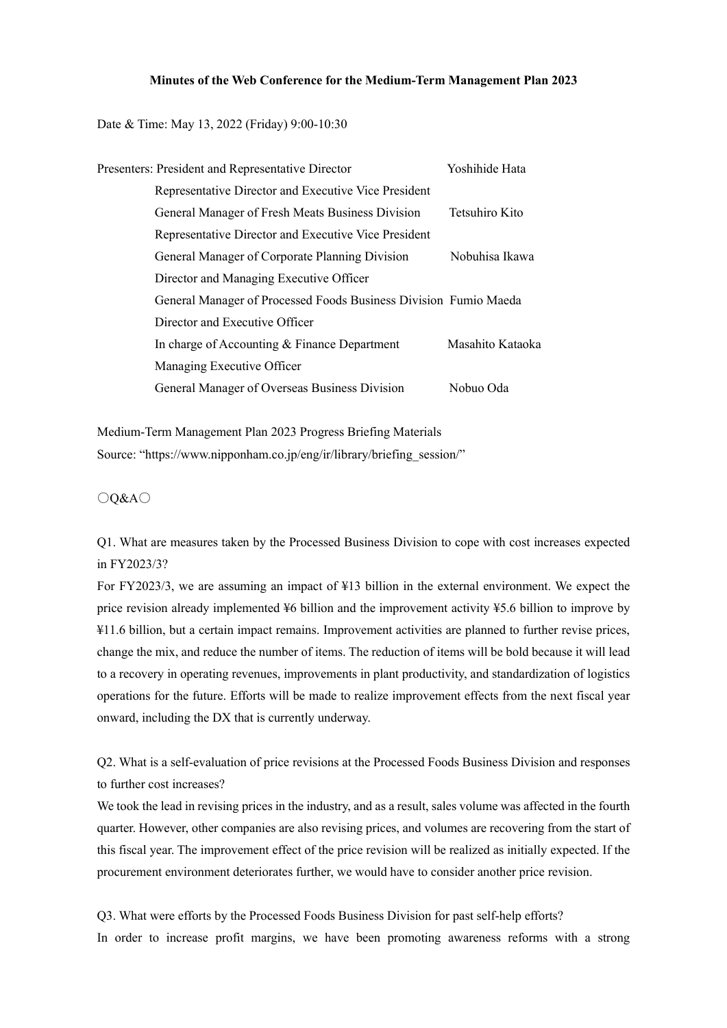**Minutes of the Web Conference for the Medium-Term Management Plan 2023**

Date & Time: May 13, 2022 (Friday) 9:00-10:30

Presenters: President and Representative Director — Yoshihide Hata

Representative Director and Executive Vice President
General Manager of Fresh Meats Business Division — Tetsuhiro Kito

Representative Director and Executive Vice President
General Manager of Corporate Planning Division — Nobuhisa Ikawa

Director and Managing Executive Officer
General Manager of Processed Foods Business Division — Fumio Maeda

Director and Executive Officer
In charge of Accounting & Finance Department — Masahito Kataoka

Managing Executive Officer
General Manager of Overseas Business Division — Nobuo Oda

Medium-Term Management Plan 2023 Progress Briefing Materials
Source: "https://www.nipponham.co.jp/eng/ir/library/briefing_session/"

〇Q&A〇

Q1. What are measures taken by the Processed Business Division to cope with cost increases expected in FY2023/3?
For FY2023/3, we are assuming an impact of ¥13 billion in the external environment. We expect the price revision already implemented ¥6 billion and the improvement activity ¥5.6 billion to improve by ¥11.6 billion, but a certain impact remains. Improvement activities are planned to further revise prices, change the mix, and reduce the number of items. The reduction of items will be bold because it will lead to a recovery in operating revenues, improvements in plant productivity, and standardization of logistics operations for the future. Efforts will be made to realize improvement effects from the next fiscal year onward, including the DX that is currently underway.

Q2. What is a self-evaluation of price revisions at the Processed Foods Business Division and responses to further cost increases?
We took the lead in revising prices in the industry, and as a result, sales volume was affected in the fourth quarter. However, other companies are also revising prices, and volumes are recovering from the start of this fiscal year. The improvement effect of the price revision will be realized as initially expected. If the procurement environment deteriorates further, we would have to consider another price revision.

Q3. What were efforts by the Processed Foods Business Division for past self-help efforts?
In order to increase profit margins, we have been promoting awareness reforms with a strong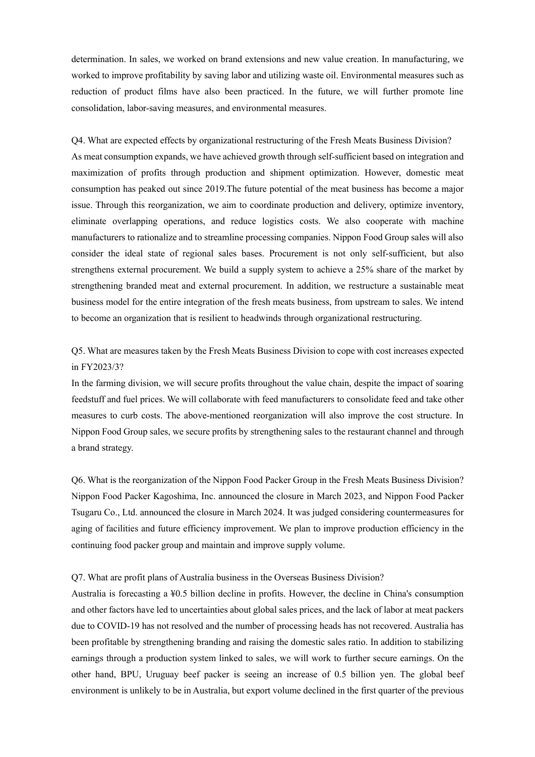determination. In sales, we worked on brand extensions and new value creation. In manufacturing, we worked to improve profitability by saving labor and utilizing waste oil. Environmental measures such as reduction of product films have also been practiced. In the future, we will further promote line consolidation, labor-saving measures, and environmental measures.

Q4. What are expected effects by organizational restructuring of the Fresh Meats Business Division?
As meat consumption expands, we have achieved growth through self-sufficient based on integration and maximization of profits through production and shipment optimization. However, domestic meat consumption has peaked out since 2019.The future potential of the meat business has become a major issue. Through this reorganization, we aim to coordinate production and delivery, optimize inventory, eliminate overlapping operations, and reduce logistics costs. We also cooperate with machine manufacturers to rationalize and to streamline processing companies. Nippon Food Group sales will also consider the ideal state of regional sales bases. Procurement is not only self-sufficient, but also strengthens external procurement. We build a supply system to achieve a 25% share of the market by strengthening branded meat and external procurement. In addition, we restructure a sustainable meat business model for the entire integration of the fresh meats business, from upstream to sales. We intend to become an organization that is resilient to headwinds through organizational restructuring.

Q5. What are measures taken by the Fresh Meats Business Division to cope with cost increases expected in FY2023/3?
In the farming division, we will secure profits throughout the value chain, despite the impact of soaring feedstuff and fuel prices. We will collaborate with feed manufacturers to consolidate feed and take other measures to curb costs. The above-mentioned reorganization will also improve the cost structure. In Nippon Food Group sales, we secure profits by strengthening sales to the restaurant channel and through a brand strategy.

Q6. What is the reorganization of the Nippon Food Packer Group in the Fresh Meats Business Division?
Nippon Food Packer Kagoshima, Inc. announced the closure in March 2023, and Nippon Food Packer Tsugaru Co., Ltd. announced the closure in March 2024. It was judged considering countermeasures for aging of facilities and future efficiency improvement. We plan to improve production efficiency in the continuing food packer group and maintain and improve supply volume.

Q7. What are profit plans of Australia business in the Overseas Business Division?
Australia is forecasting a ¥0.5 billion decline in profits. However, the decline in China's consumption and other factors have led to uncertainties about global sales prices, and the lack of labor at meat packers due to COVID-19 has not resolved and the number of processing heads has not recovered. Australia has been profitable by strengthening branding and raising the domestic sales ratio. In addition to stabilizing earnings through a production system linked to sales, we will work to further secure earnings. On the other hand, BPU, Uruguay beef packer is seeing an increase of 0.5 billion yen. The global beef environment is unlikely to be in Australia, but export volume declined in the first quarter of the previous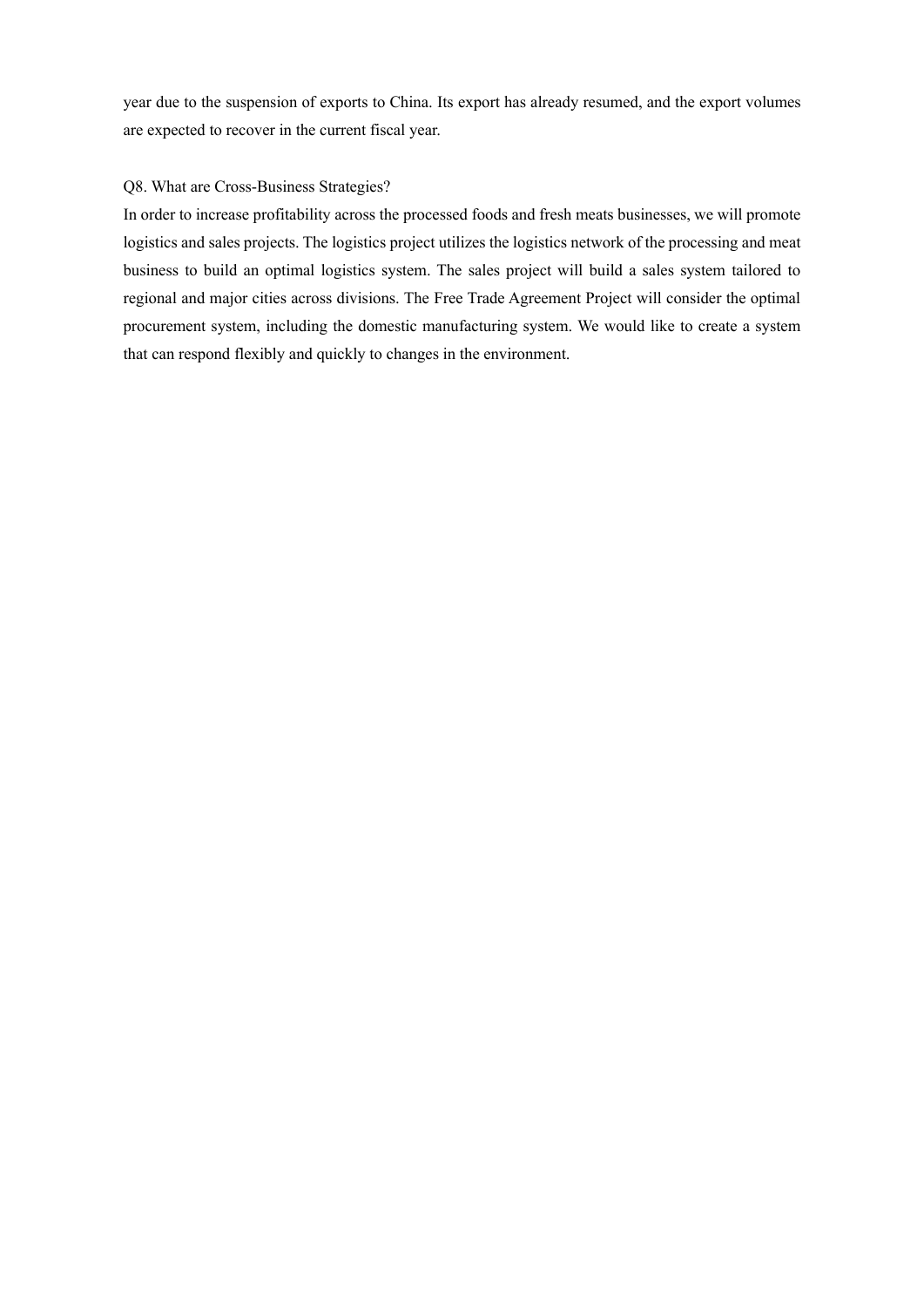year due to the suspension of exports to China. Its export has already resumed, and the export volumes are expected to recover in the current fiscal year.

Q8. What are Cross-Business Strategies?

In order to increase profitability across the processed foods and fresh meats businesses, we will promote logistics and sales projects. The logistics project utilizes the logistics network of the processing and meat business to build an optimal logistics system. The sales project will build a sales system tailored to regional and major cities across divisions. The Free Trade Agreement Project will consider the optimal procurement system, including the domestic manufacturing system. We would like to create a system that can respond flexibly and quickly to changes in the environment.